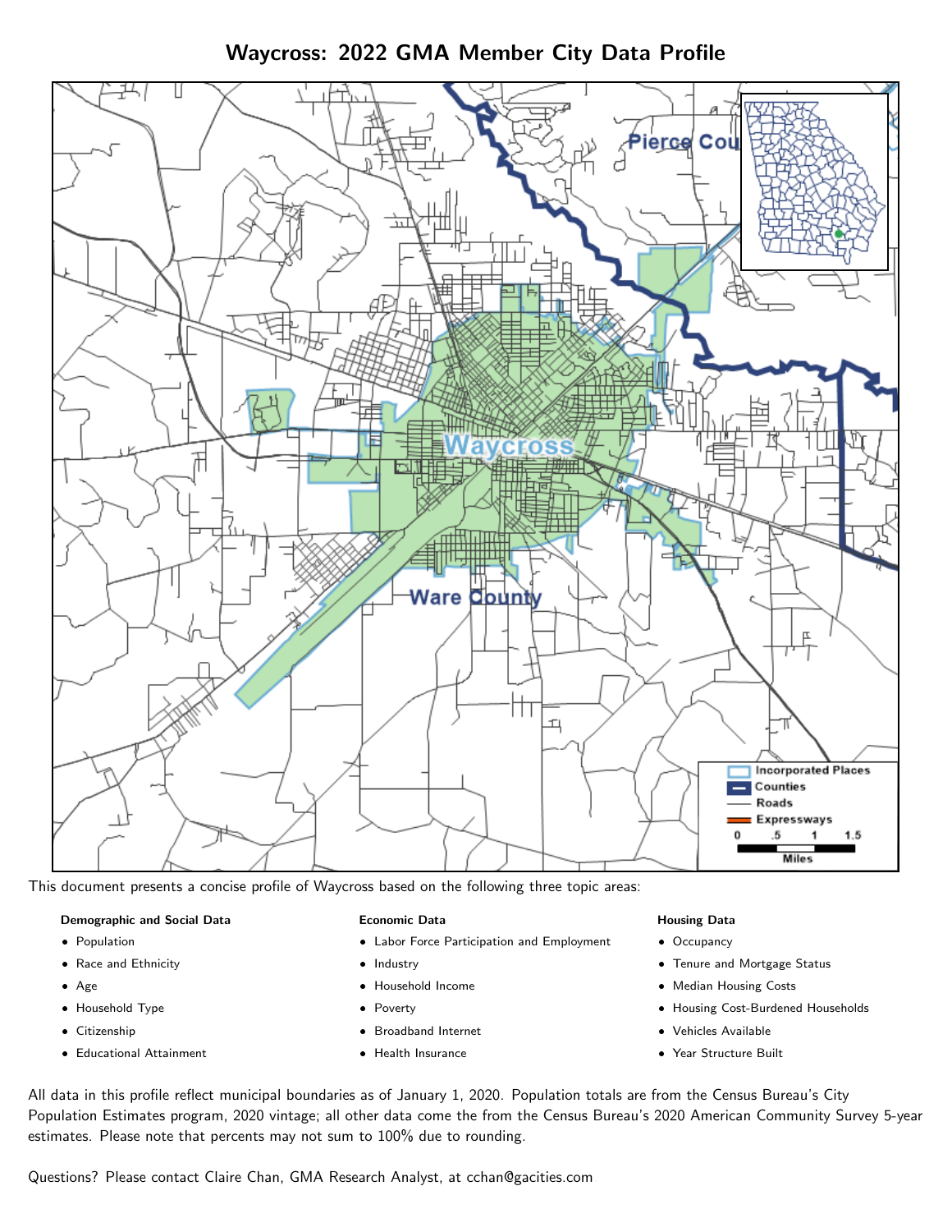# Waycross: 2022 GMA Member City Data Profile

This document presents a concise profile of Waycross based on the following three topic areas:

**Demographic and Social Data**

- Population
- Race and Ethnicity
- Age
- Household Type
- Citizenship
- Educational Attainment

**Economic Data**

- Labor Force Participation and Employment
- Industry
- Household Income
- Poverty
- Broadband Internet
- Health Insurance

**Housing Data**

- Occupancy
- Tenure and Mortgage Status
- Median Housing Costs
- Housing Cost-Burdened Households
- Vehicles Available
- Year Structure Built

All data in this profile reflect municipal boundaries as of January 1, 2020. Population totals are from the Census Bureau's City Population Estimates program, 2020 vintage; all other data come the from the Census Bureau's 2020 American Community Survey 5-year estimates. Please note that percents may not sum to 100% due to rounding.

Questions? Please contact Claire Chan, GMA Research Analyst, at cchan@gacities.com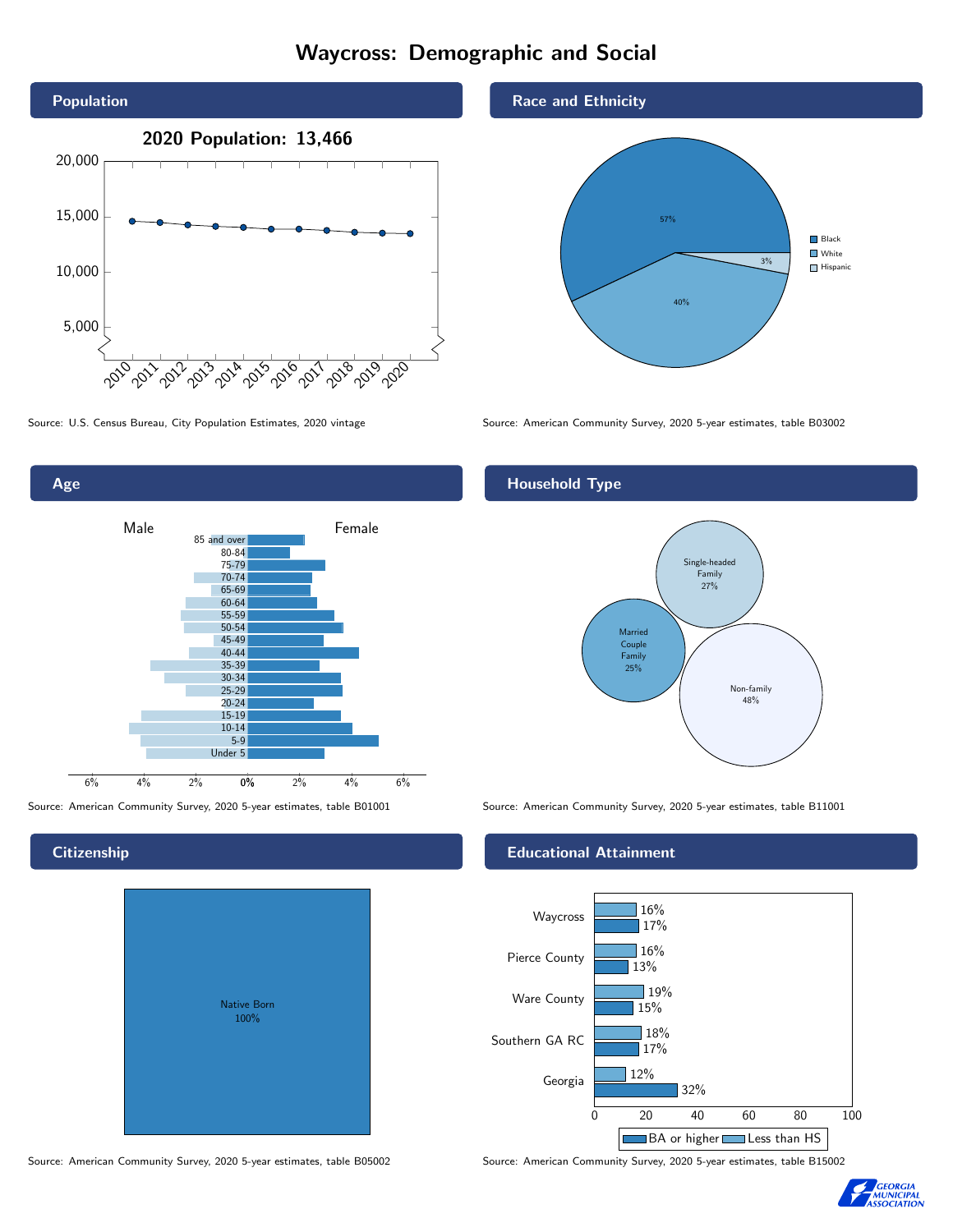# Waycross: Demographic and Social

## Population

**2020 Population: 13,466**

20,000
15,000
10,000
5,000

2010 2011 2012 2013 2014 2015 2016 2017 2018 2019 2020

Source: U.S. Census Bureau, City Population Estimates, 2020 vintage

## Race and Ethnicity

57%
40%
3%

Black
White
Hispanic

Source: American Community Survey, 2020 5-year estimates, table B03002

## Age

Male | Female

85 and over
80-84
75-79
70-74
65-69
60-64
55-59
50-54
45-49
40-44
35-39
30-34
25-29
20-24
15-19
10-14
5-9
Under 5

6% 4% 2% 0% 2% 4% 6%

Source: American Community Survey, 2020 5-year estimates, table B01001

## Household Type

Single-headed Family 27%

Married Couple Family 25%

Non-family 48%

Source: American Community Survey, 2020 5-year estimates, table B11001

## Citizenship

Native Born 100%

Source: American Community Survey, 2020 5-year estimates, table B05002

## Educational Attainment

| | Less than HS | BA or higher |
|---|---|---|
| Waycross | 16% | 17% |
| Pierce County | 16% | 13% |
| Ware County | 19% | 15% |
| Southern GA RC | 18% | 17% |
| Georgia | 12% | 32% |

Source: American Community Survey, 2020 5-year estimates, table B15002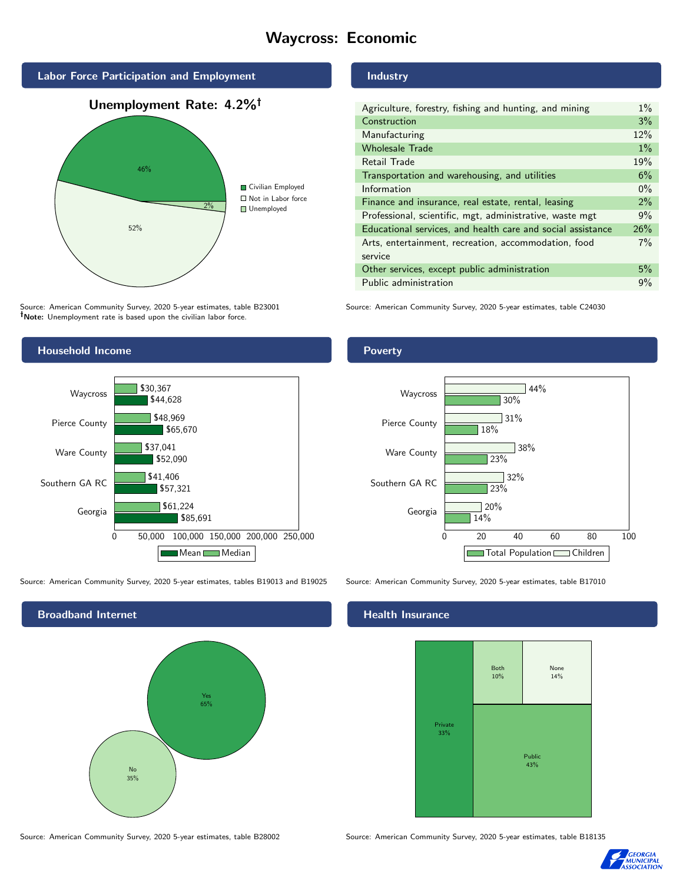# Waycross: Economic

## Labor Force Participation and Employment

**Unemployment Rate: 4.2%†**

46%
52%
2%

Civilian Employed
Not in Labor force
Unemployed

Source: American Community Survey, 2020 5-year estimates, table B23001
**†Note:** Unemployment rate is based upon the civilian labor force.

## Industry

| | |
|---|---|
| Agriculture, forestry, fishing and hunting, and mining | 1% |
| Construction | 3% |
| Manufacturing | 12% |
| Wholesale Trade | 1% |
| Retail Trade | 19% |
| Transportation and warehousing, and utilities | 6% |
| Information | 0% |
| Finance and insurance, real estate, rental, leasing | 2% |
| Professional, scientific, mgt, administrative, waste mgt | 9% |
| Educational services, and health care and social assistance | 26% |
| Arts, entertainment, recreation, accommodation, food service | 7% |
| Other services, except public administration | 5% |
| Public administration | 9% |

Source: American Community Survey, 2020 5-year estimates, table C24030

## Household Income

Waycross: $30,367, $44,628
Pierce County: $48,969, $65,670
Ware County: $37,041, $52,090
Southern GA RC: $41,406, $57,321
Georgia: $61,224, $85,691

0, 50,000, 100,000, 150,000, 200,000, 250,000

Mean, Median

Source: American Community Survey, 2020 5-year estimates, tables B19013 and B19025

## Poverty

Waycross: 44%, 30%
Pierce County: 31%, 18%
Ware County: 38%, 23%
Southern GA RC: 32%, 23%
Georgia: 20%, 14%

0, 20, 40, 60, 80, 100

Total Population, Children

Source: American Community Survey, 2020 5-year estimates, table B17010

## Broadband Internet

Yes 65%
No 35%

Source: American Community Survey, 2020 5-year estimates, table B28002

## Health Insurance

Private 33%
Both 10%
None 14%
Public 43%

Source: American Community Survey, 2020 5-year estimates, table B18135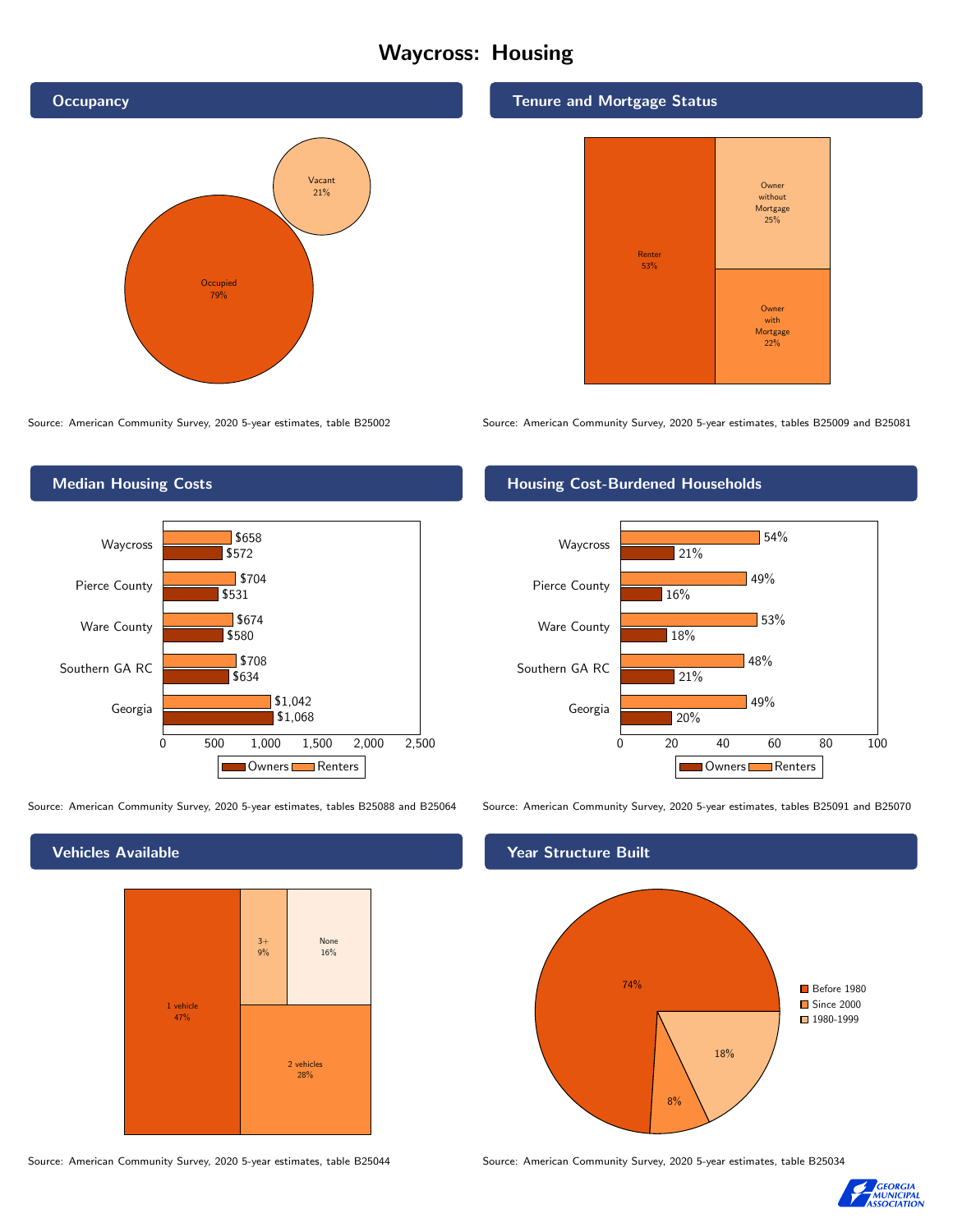# Waycross: Housing

## Occupancy

Vacant
21%

Occupied
79%

Source: American Community Survey, 2020 5-year estimates, table B25002

## Tenure and Mortgage Status

Renter
53%

Owner without Mortgage
25%

Owner with Mortgage
22%

Source: American Community Survey, 2020 5-year estimates, tables B25009 and B25081

## Median Housing Costs

Waycross
$658
$572

Pierce County
$704
$531

Ware County
$674
$580

Southern GA RC
$708
$634

Georgia
$1,042
$1,068

0 500 1,000 1,500 2,000 2,500

Owners Renters

Source: American Community Survey, 2020 5-year estimates, tables B25088 and B25064

## Housing Cost-Burdened Households

Waycross
54%
21%

Pierce County
49%
16%

Ware County
53%
18%

Southern GA RC
48%
21%

Georgia
49%
20%

0 20 40 60 80 100

Owners Renters

Source: American Community Survey, 2020 5-year estimates, tables B25091 and B25070

## Vehicles Available

1 vehicle
47%

3+
9%

None
16%

2 vehicles
28%

Source: American Community Survey, 2020 5-year estimates, table B25044

## Year Structure Built

74%

8%

18%

Before 1980
Since 2000
1980-1999

Source: American Community Survey, 2020 5-year estimates, table B25034